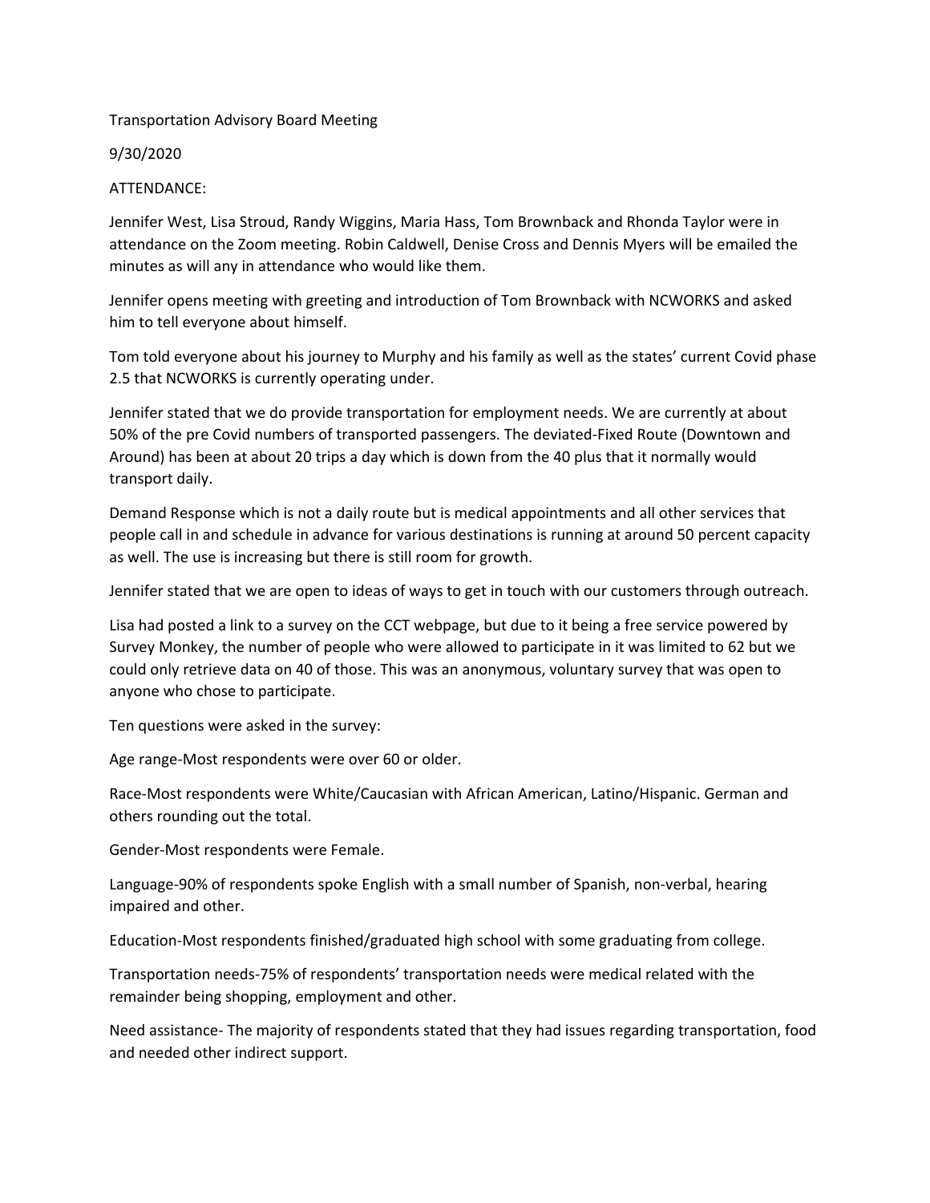Transportation Advisory Board Meeting

9/30/2020

ATTENDANCE:

Jennifer West, Lisa Stroud, Randy Wiggins, Maria Hass, Tom Brownback and Rhonda Taylor were in attendance on the Zoom meeting. Robin Caldwell, Denise Cross and Dennis Myers will be emailed the minutes as will any in attendance who would like them.

Jennifer opens meeting with greeting and introduction of Tom Brownback with NCWORKS and asked him to tell everyone about himself.

Tom told everyone about his journey to Murphy and his family as well as the states' current Covid phase 2.5 that NCWORKS is currently operating under.

Jennifer stated that we do provide transportation for employment needs. We are currently at about 50% of the pre Covid numbers of transported passengers. The deviated-Fixed Route (Downtown and Around) has been at about 20 trips a day which is down from the 40 plus that it normally would transport daily.

Demand Response which is not a daily route but is medical appointments and all other services that people call in and schedule in advance for various destinations is running at around 50 percent capacity as well. The use is increasing but there is still room for growth.

Jennifer stated that we are open to ideas of ways to get in touch with our customers through outreach.

Lisa had posted a link to a survey on the CCT webpage, but due to it being a free service powered by Survey Monkey, the number of people who were allowed to participate in it was limited to 62 but we could only retrieve data on 40 of those. This was an anonymous, voluntary survey that was open to anyone who chose to participate.

Ten questions were asked in the survey:

Age range-Most respondents were over 60 or older.

Race-Most respondents were White/Caucasian with African American, Latino/Hispanic. German and others rounding out the total.

Gender-Most respondents were Female.

Language-90% of respondents spoke English with a small number of Spanish, non-verbal, hearing impaired and other.

Education-Most respondents finished/graduated high school with some graduating from college.

Transportation needs-75% of respondents' transportation needs were medical related with the remainder being shopping, employment and other.

Need assistance- The majority of respondents stated that they had issues regarding transportation, food and needed other indirect support.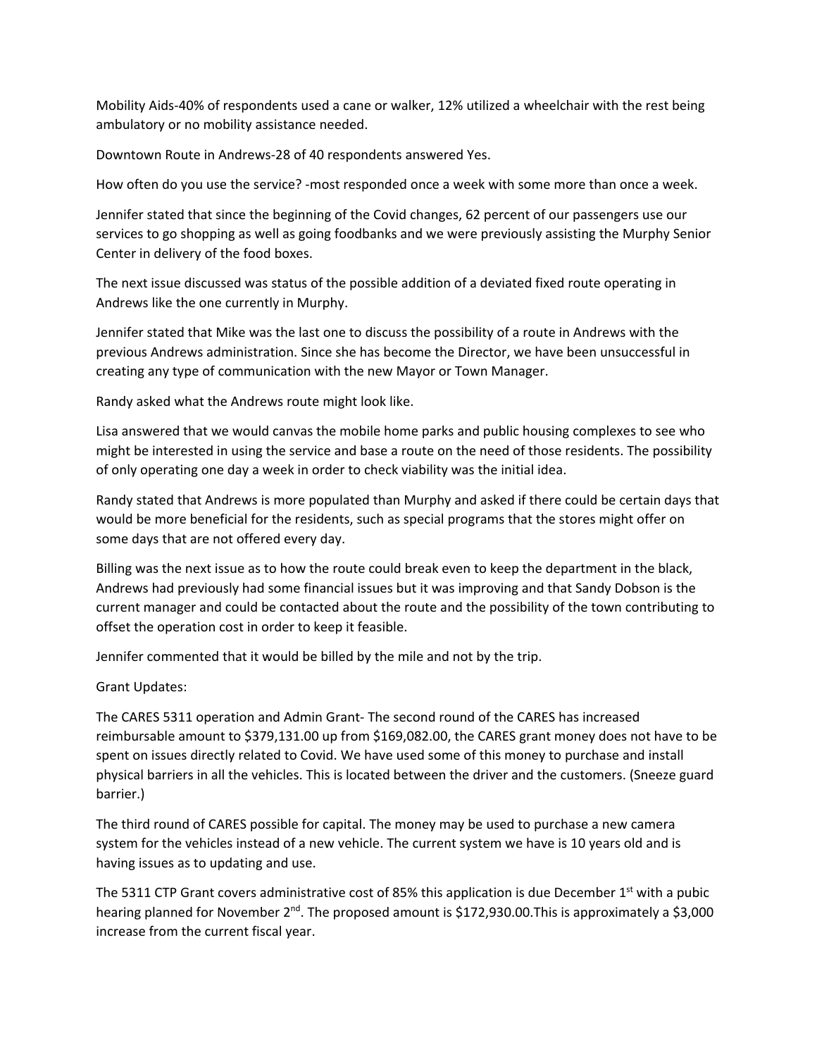Mobility Aids-40% of respondents used a cane or walker, 12% utilized a wheelchair with the rest being ambulatory or no mobility assistance needed.

Downtown Route in Andrews-28 of 40 respondents answered Yes.

How often do you use the service? -most responded once a week with some more than once a week.

Jennifer stated that since the beginning of the Covid changes, 62 percent of our passengers use our services to go shopping as well as going foodbanks and we were previously assisting the Murphy Senior Center in delivery of the food boxes.

The next issue discussed was status of the possible addition of a deviated fixed route operating in Andrews like the one currently in Murphy.

Jennifer stated that Mike was the last one to discuss the possibility of a route in Andrews with the previous Andrews administration. Since she has become the Director, we have been unsuccessful in creating any type of communication with the new Mayor or Town Manager.

Randy asked what the Andrews route might look like.

Lisa answered that we would canvas the mobile home parks and public housing complexes to see who might be interested in using the service and base a route on the need of those residents. The possibility of only operating one day a week in order to check viability was the initial idea.

Randy stated that Andrews is more populated than Murphy and asked if there could be certain days that would be more beneficial for the residents, such as special programs that the stores might offer on some days that are not offered every day.

Billing was the next issue as to how the route could break even to keep the department in the black, Andrews had previously had some financial issues but it was improving and that Sandy Dobson is the current manager and could be contacted about the route and the possibility of the town contributing to offset the operation cost in order to keep it feasible.

Jennifer commented that it would be billed by the mile and not by the trip.

Grant Updates:

The CARES 5311 operation and Admin Grant- The second round of the CARES has increased reimbursable amount to $379,131.00 up from $169,082.00, the CARES grant money does not have to be spent on issues directly related to Covid. We have used some of this money to purchase and install physical barriers in all the vehicles. This is located between the driver and the customers. (Sneeze guard barrier.)

The third round of CARES possible for capital. The money may be used to purchase a new camera system for the vehicles instead of a new vehicle. The current system we have is 10 years old and is having issues as to updating and use.

The 5311 CTP Grant covers administrative cost of 85% this application is due December 1st with a pubic hearing planned for November 2nd. The proposed amount is $172,930.00.This is approximately a $3,000 increase from the current fiscal year.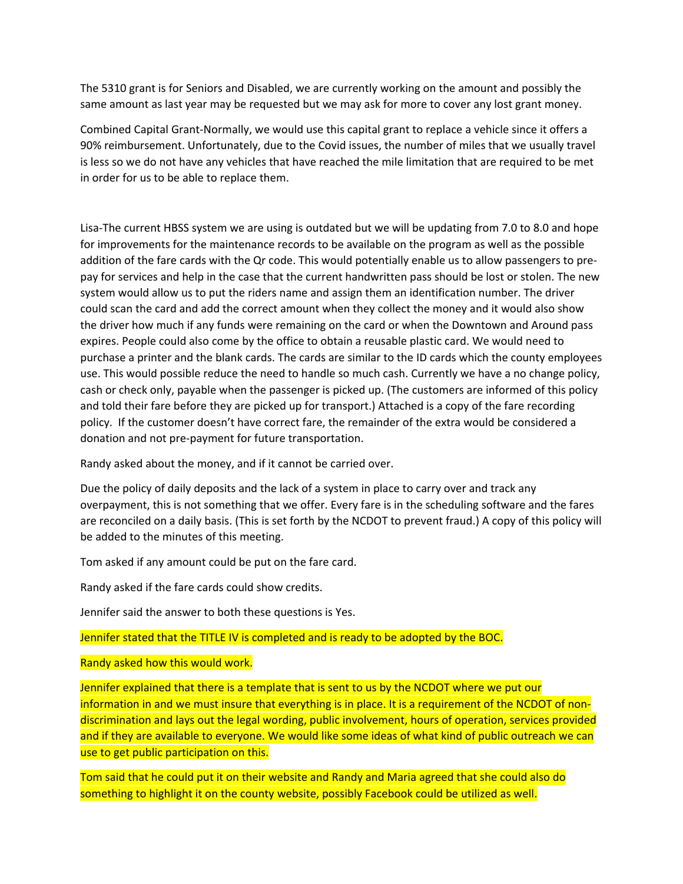The 5310 grant is for Seniors and Disabled, we are currently working on the amount and possibly the same amount as last year may be requested but we may ask for more to cover any lost grant money.

Combined Capital Grant-Normally, we would use this capital grant to replace a vehicle since it offers a 90% reimbursement. Unfortunately, due to the Covid issues, the number of miles that we usually travel is less so we do not have any vehicles that have reached the mile limitation that are required to be met in order for us to be able to replace them.

Lisa-The current HBSS system we are using is outdated but we will be updating from 7.0 to 8.0 and hope for improvements for the maintenance records to be available on the program as well as the possible addition of the fare cards with the Qr code. This would potentially enable us to allow passengers to pre-pay for services and help in the case that the current handwritten pass should be lost or stolen. The new system would allow us to put the riders name and assign them an identification number. The driver could scan the card and add the correct amount when they collect the money and it would also show the driver how much if any funds were remaining on the card or when the Downtown and Around pass expires. People could also come by the office to obtain a reusable plastic card. We would need to purchase a printer and the blank cards. The cards are similar to the ID cards which the county employees use. This would possible reduce the need to handle so much cash. Currently we have a no change policy, cash or check only, payable when the passenger is picked up. (The customers are informed of this policy and told their fare before they are picked up for transport.) Attached is a copy of the fare recording policy. If the customer doesn't have correct fare, the remainder of the extra would be considered a donation and not pre-payment for future transportation.

Randy asked about the money, and if it cannot be carried over.

Due the policy of daily deposits and the lack of a system in place to carry over and track any overpayment, this is not something that we offer. Every fare is in the scheduling software and the fares are reconciled on a daily basis. (This is set forth by the NCDOT to prevent fraud.) A copy of this policy will be added to the minutes of this meeting.

Tom asked if any amount could be put on the fare card.

Randy asked if the fare cards could show credits.

Jennifer said the answer to both these questions is Yes.

Jennifer stated that the TITLE IV is completed and is ready to be adopted by the BOC.

Randy asked how this would work.

Jennifer explained that there is a template that is sent to us by the NCDOT where we put our information in and we must insure that everything is in place. It is a requirement of the NCDOT of non-discrimination and lays out the legal wording, public involvement, hours of operation, services provided and if they are available to everyone. We would like some ideas of what kind of public outreach we can use to get public participation on this.

Tom said that he could put it on their website and Randy and Maria agreed that she could also do something to highlight it on the county website, possibly Facebook could be utilized as well.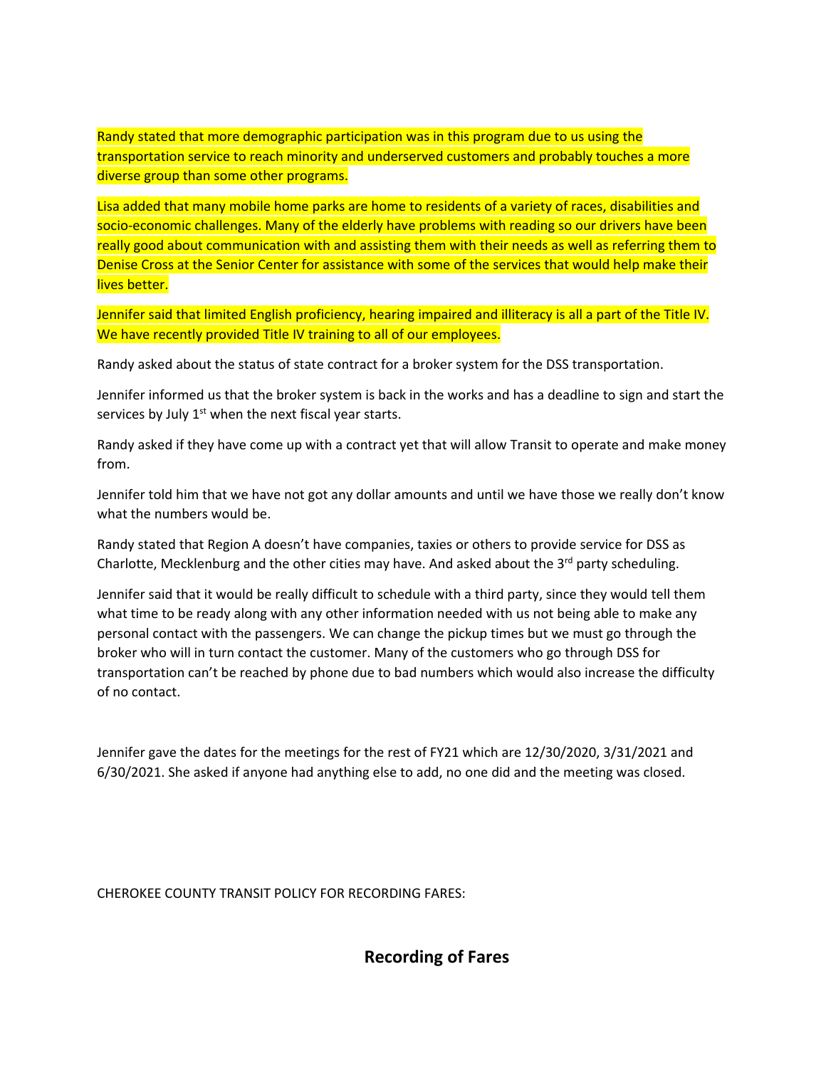Randy stated that more demographic participation was in this program due to us using the transportation service to reach minority and underserved customers and probably touches a more diverse group than some other programs.

Lisa added that many mobile home parks are home to residents of a variety of races, disabilities and socio-economic challenges. Many of the elderly have problems with reading so our drivers have been really good about communication with and assisting them with their needs as well as referring them to Denise Cross at the Senior Center for assistance with some of the services that would help make their lives better.

Jennifer said that limited English proficiency, hearing impaired and illiteracy is all a part of the Title IV. We have recently provided Title IV training to all of our employees.

Randy asked about the status of state contract for a broker system for the DSS transportation.

Jennifer informed us that the broker system is back in the works and has a deadline to sign and start the services by July 1st when the next fiscal year starts.

Randy asked if they have come up with a contract yet that will allow Transit to operate and make money from.

Jennifer told him that we have not got any dollar amounts and until we have those we really don't know what the numbers would be.

Randy stated that Region A doesn't have companies, taxies or others to provide service for DSS as Charlotte, Mecklenburg and the other cities may have. And asked about the 3rd party scheduling.

Jennifer said that it would be really difficult to schedule with a third party, since they would tell them what time to be ready along with any other information needed with us not being able to make any personal contact with the passengers. We can change the pickup times but we must go through the broker who will in turn contact the customer. Many of the customers who go through DSS for transportation can't be reached by phone due to bad numbers which would also increase the difficulty of no contact.

Jennifer gave the dates for the meetings for the rest of FY21 which are 12/30/2020, 3/31/2021 and 6/30/2021. She asked if anyone had anything else to add, no one did and the meeting was closed.

CHEROKEE COUNTY TRANSIT POLICY FOR RECORDING FARES:

## Recording of Fares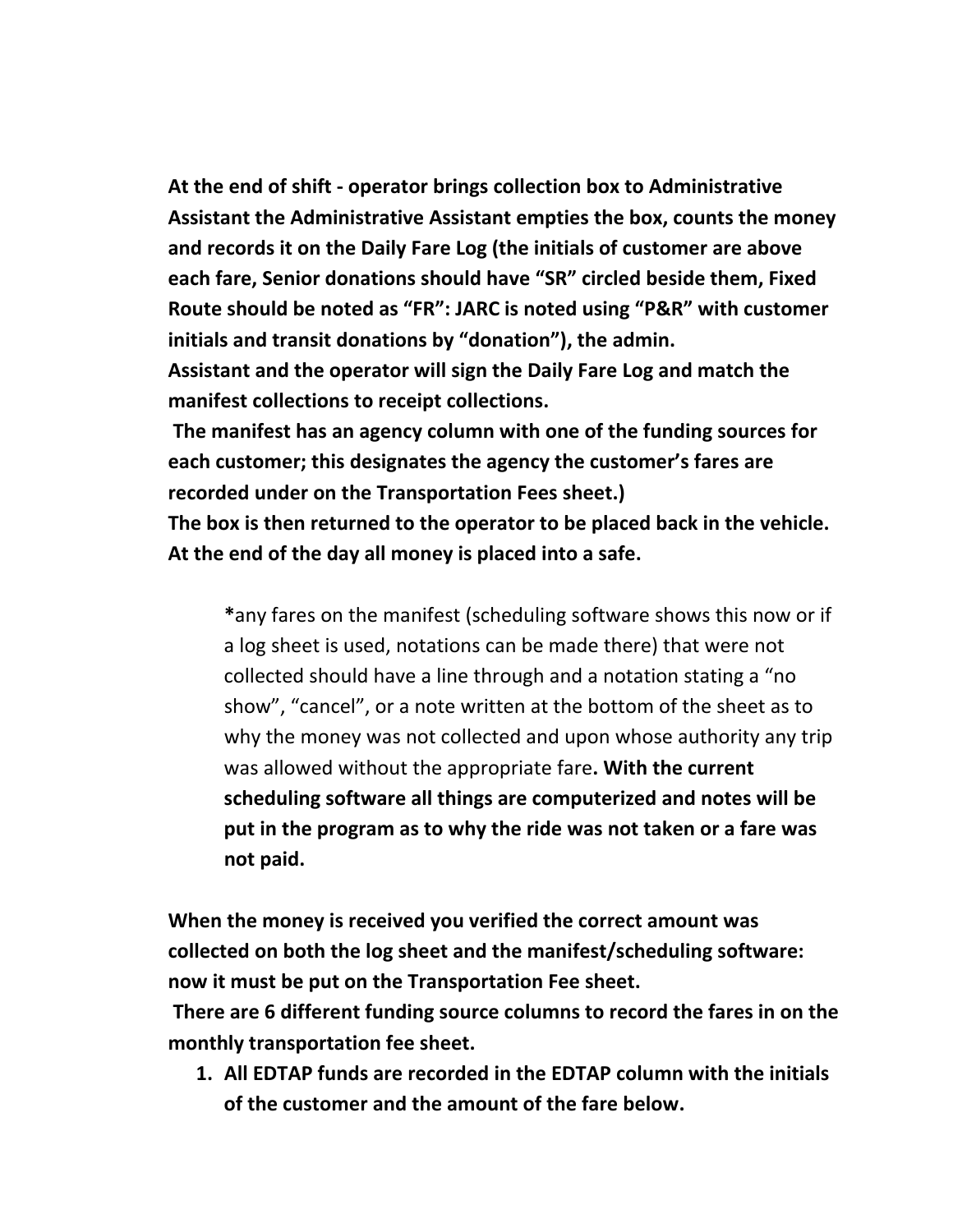**At the end of shift - operator brings collection box to Administrative Assistant the Administrative Assistant empties the box, counts the money and records it on the Daily Fare Log (the initials of customer are above each fare, Senior donations should have "SR" circled beside them, Fixed Route should be noted as "FR": JARC is noted using "P&R" with customer initials and transit donations by "donation"), the admin.**

**Assistant and the operator will sign the Daily Fare Log and match the manifest collections to receipt collections.**

**The manifest has an agency column with one of the funding sources for each customer; this designates the agency the customer's fares are recorded under on the Transportation Fees sheet.)**

**The box is then returned to the operator to be placed back in the vehicle. At the end of the day all money is placed into a safe.**

> **\***any fares on the manifest (scheduling software shows this now or if a log sheet is used, notations can be made there) that were not collected should have a line through and a notation stating a "no show", "cancel", or a note written at the bottom of the sheet as to why the money was not collected and upon whose authority any trip was allowed without the appropriate fare**. With the current scheduling software all things are computerized and notes will be put in the program as to why the ride was not taken or a fare was not paid.**

**When the money is received you verified the correct amount was collected on both the log sheet and the manifest/scheduling software: now it must be put on the Transportation Fee sheet.**

**There are 6 different funding source columns to record the fares in on the monthly transportation fee sheet.**

1. **All EDTAP funds are recorded in the EDTAP column with the initials of the customer and the amount of the fare below.**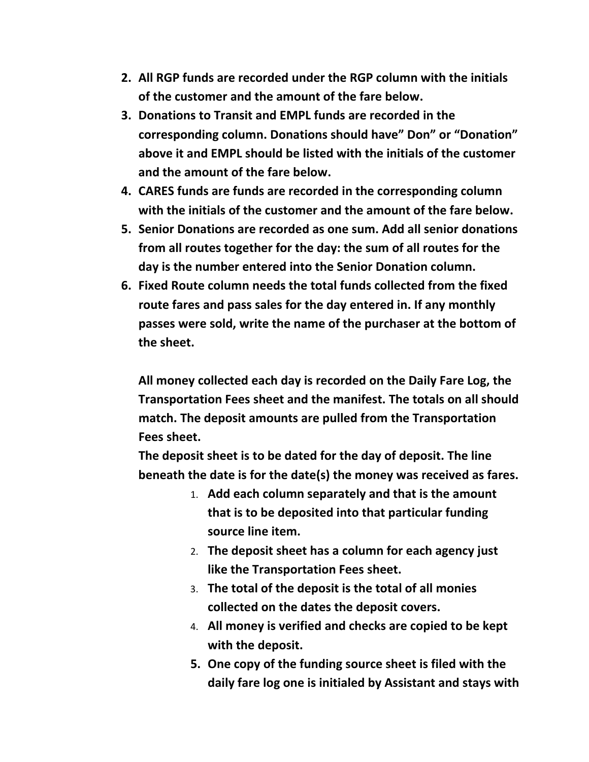2. **All RGP funds are recorded under the RGP column with the initials of the customer and the amount of the fare below.**
3. **Donations to Transit and EMPL funds are recorded in the corresponding column. Donations should have" Don" or "Donation" above it and EMPL should be listed with the initials of the customer and the amount of the fare below.**
4. **CARES funds are funds are recorded in the corresponding column with the initials of the customer and the amount of the fare below.**
5. **Senior Donations are recorded as one sum. Add all senior donations from all routes together for the day: the sum of all routes for the day is the number entered into the Senior Donation column.**
6. **Fixed Route column needs the total funds collected from the fixed route fares and pass sales for the day entered in. If any monthly passes were sold, write the name of the purchaser at the bottom of the sheet.**

**All money collected each day is recorded on the Daily Fare Log, the Transportation Fees sheet and the manifest. The totals on all should match. The deposit amounts are pulled from the Transportation Fees sheet.**

**The deposit sheet is to be dated for the day of deposit. The line beneath the date is for the date(s) the money was received as fares.**

1. **Add each column separately and that is the amount that is to be deposited into that particular funding source line item.**
2. **The deposit sheet has a column for each agency just like the Transportation Fees sheet.**
3. **The total of the deposit is the total of all monies collected on the dates the deposit covers.**
4. **All money is verified and checks are copied to be kept with the deposit.**
5. **One copy of the funding source sheet is filed with the daily fare log one is initialed by Assistant and stays with**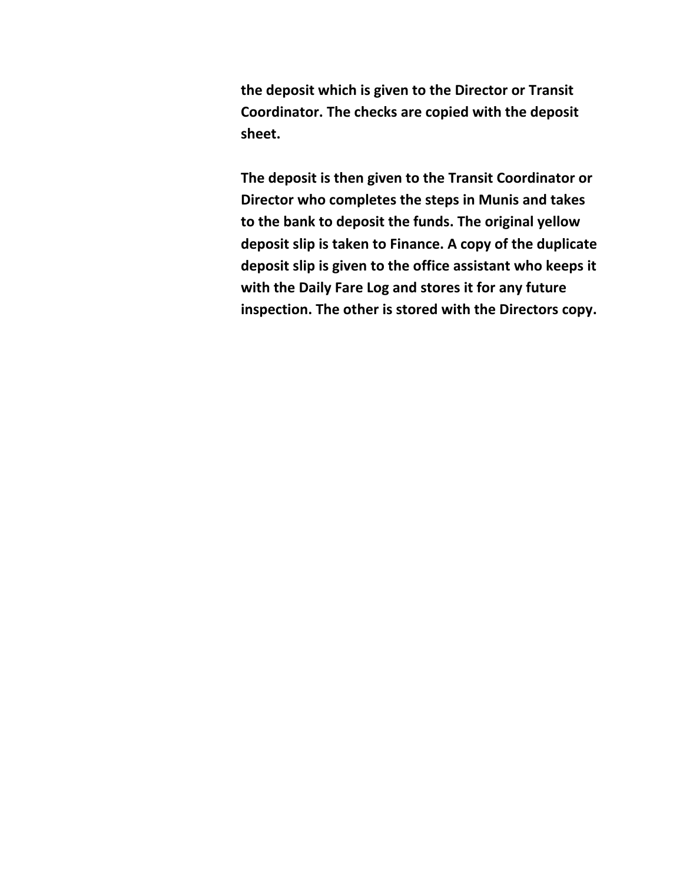**the deposit which is given to the Director or Transit Coordinator. The checks are copied with the deposit sheet.**

**The deposit is then given to the Transit Coordinator or Director who completes the steps in Munis and takes to the bank to deposit the funds. The original yellow deposit slip is taken to Finance. A copy of the duplicate deposit slip is given to the office assistant who keeps it with the Daily Fare Log and stores it for any future inspection. The other is stored with the Directors copy.**